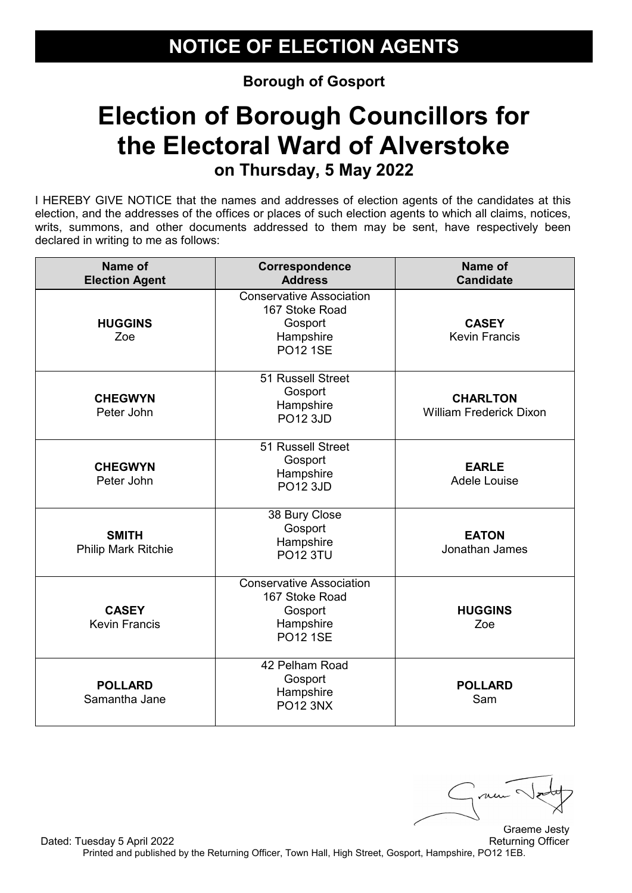# NOTICE OF ELECTION AGENTS

**Borough of Gosport**

# Election of Borough Councillors for the Electoral Ward of Alverstoke

## on Thursday, 5 May 2022

I HEREBY GIVE NOTICE that the names and addresses of election agents of the candidates at this election, and the addresses of the offices or places of such election agents to which all claims, notices, writs, summons, and other documents addressed to them may be sent, have respectively been declared in writing to me as follows:

| Name of Election Agent | Correspondence Address | Name of Candidate |
| --- | --- | --- |
| **HUGGINS** Zoe | Conservative Association 167 Stoke Road Gosport Hampshire PO12 1SE | **CASEY** Kevin Francis |
| **CHEGWYN** Peter John | 51 Russell Street Gosport Hampshire PO12 3JD | **CHARLTON** William Frederick Dixon |
| **CHEGWYN** Peter John | 51 Russell Street Gosport Hampshire PO12 3JD | **EARLE** Adele Louise |
| **SMITH** Philip Mark Ritchie | 38 Bury Close Gosport Hampshire PO12 3TU | **EATON** Jonathan James |
| **CASEY** Kevin Francis | Conservative Association 167 Stoke Road Gosport Hampshire PO12 1SE | **HUGGINS** Zoe |
| **POLLARD** Samantha Jane | 42 Pelham Road Gosport Hampshire PO12 3NX | **POLLARD** Sam |

Graeme Jesty
Returning Officer

Dated: Tuesday 5 April 2022

Printed and published by the Returning Officer, Town Hall, High Street, Gosport, Hampshire, PO12 1EB.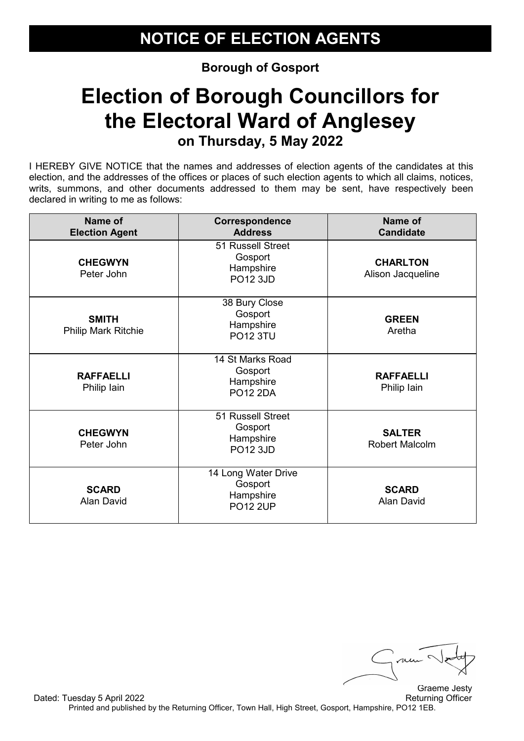# NOTICE OF ELECTION AGENTS

**Borough of Gosport**

# Election of Borough Councillors for the Electoral Ward of Anglesey

## on Thursday, 5 May 2022

I HEREBY GIVE NOTICE that the names and addresses of election agents of the candidates at this election, and the addresses of the offices or places of such election agents to which all claims, notices, writs, summons, and other documents addressed to them may be sent, have respectively been declared in writing to me as follows:

| Name of Election Agent | Correspondence Address | Name of Candidate |
|---|---|---|
| **CHEGWYN** Peter John | 51 Russell Street Gosport Hampshire PO12 3JD | **CHARLTON** Alison Jacqueline |
| **SMITH** Philip Mark Ritchie | 38 Bury Close Gosport Hampshire PO12 3TU | **GREEN** Aretha |
| **RAFFAELLI** Philip Iain | 14 St Marks Road Gosport Hampshire PO12 2DA | **RAFFAELLI** Philip Iain |
| **CHEGWYN** Peter John | 51 Russell Street Gosport Hampshire PO12 3JD | **SALTER** Robert Malcolm |
| **SCARD** Alan David | 14 Long Water Drive Gosport Hampshire PO12 2UP | **SCARD** Alan David |

Graeme Jesty
Returning Officer

Dated: Tuesday 5 April 2022

Printed and published by the Returning Officer, Town Hall, High Street, Gosport, Hampshire, PO12 1EB.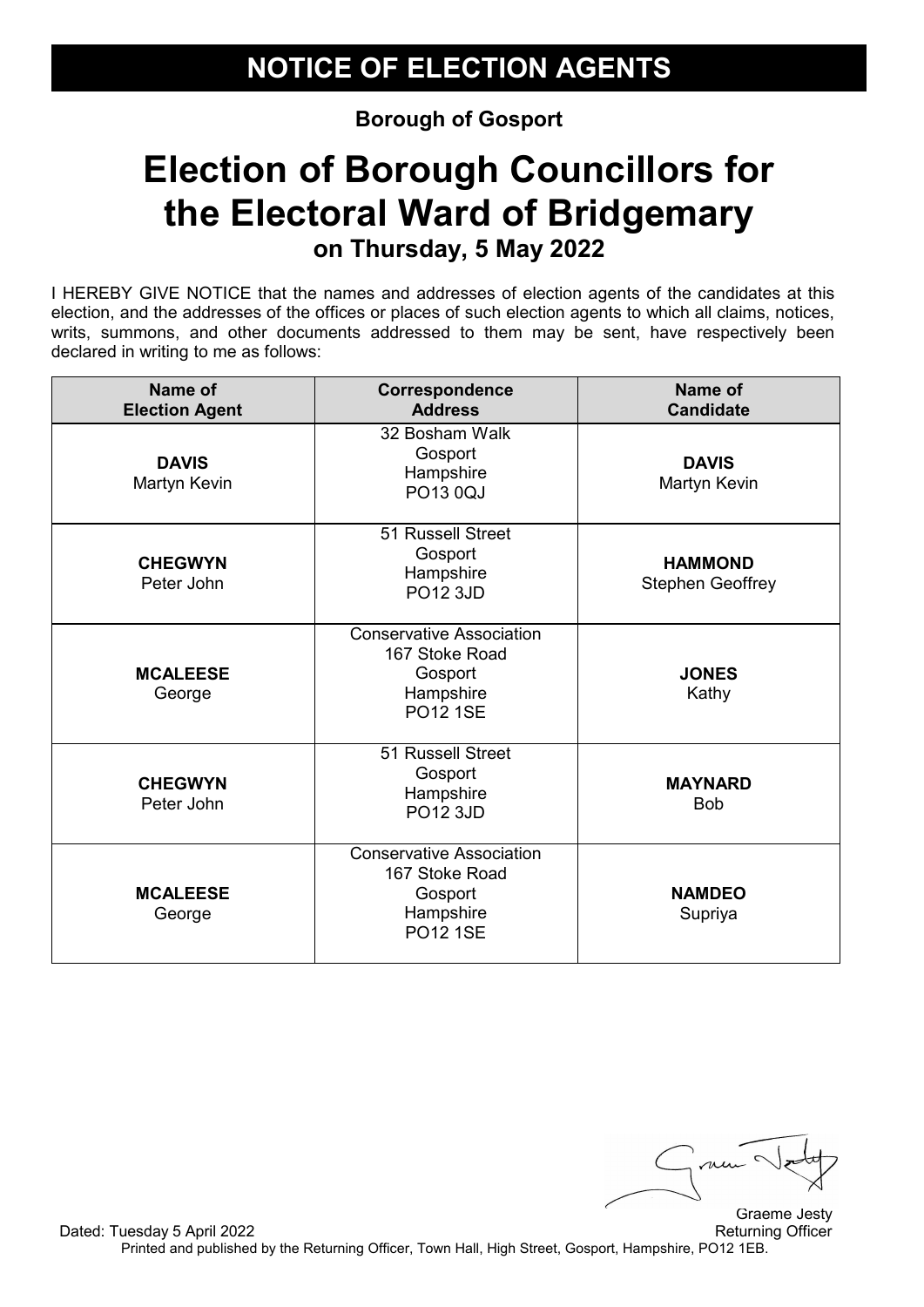# NOTICE OF ELECTION AGENTS

**Borough of Gosport**

# Election of Borough Councillors for the Electoral Ward of Bridgemary

**on Thursday, 5 May 2022**

I HEREBY GIVE NOTICE that the names and addresses of election agents of the candidates at this election, and the addresses of the offices or places of such election agents to which all claims, notices, writs, summons, and other documents addressed to them may be sent, have respectively been declared in writing to me as follows:

| Name of Election Agent | Correspondence Address | Name of Candidate |
|---|---|---|
| **DAVIS** Martyn Kevin | 32 Bosham Walk Gosport Hampshire PO13 0QJ | **DAVIS** Martyn Kevin |
| **CHEGWYN** Peter John | 51 Russell Street Gosport Hampshire PO12 3JD | **HAMMOND** Stephen Geoffrey |
| **MCALEESE** George | Conservative Association 167 Stoke Road Gosport Hampshire PO12 1SE | **JONES** Kathy |
| **CHEGWYN** Peter John | 51 Russell Street Gosport Hampshire PO12 3JD | **MAYNARD** Bob |
| **MCALEESE** George | Conservative Association 167 Stoke Road Gosport Hampshire PO12 1SE | **NAMDEO** Supriya |

Graeme Jesty
Returning Officer

Dated: Tuesday 5 April 2022

Printed and published by the Returning Officer, Town Hall, High Street, Gosport, Hampshire, PO12 1EB.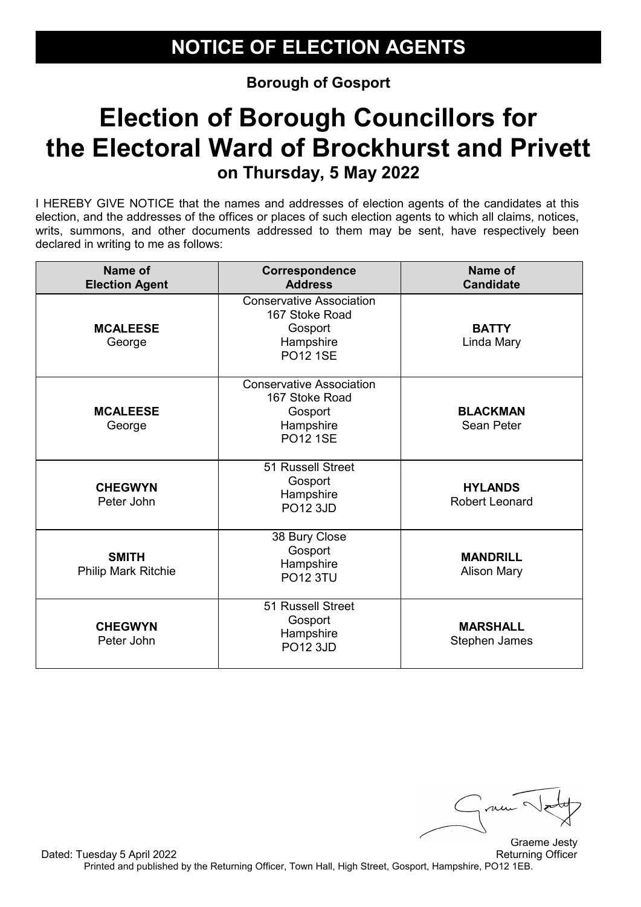# NOTICE OF ELECTION AGENTS

**Borough of Gosport**

# Election of Borough Councillors for the Electoral Ward of Brockhurst and Privett

## on Thursday, 5 May 2022

I HEREBY GIVE NOTICE that the names and addresses of election agents of the candidates at this election, and the addresses of the offices or places of such election agents to which all claims, notices, writs, summons, and other documents addressed to them may be sent, have respectively been declared in writing to me as follows:

| Name of Election Agent | Correspondence Address | Name of Candidate |
|---|---|---|
| **MCALEESE** George | Conservative Association 167 Stoke Road Gosport Hampshire PO12 1SE | **BATTY** Linda Mary |
| **MCALEESE** George | Conservative Association 167 Stoke Road Gosport Hampshire PO12 1SE | **BLACKMAN** Sean Peter |
| **CHEGWYN** Peter John | 51 Russell Street Gosport Hampshire PO12 3JD | **HYLANDS** Robert Leonard |
| **SMITH** Philip Mark Ritchie | 38 Bury Close Gosport Hampshire PO12 3TU | **MANDRILL** Alison Mary |
| **CHEGWYN** Peter John | 51 Russell Street Gosport Hampshire PO12 3JD | **MARSHALL** Stephen James |

Dated: Tuesday 5 April 2022

Graeme Jesty
Returning Officer

Printed and published by the Returning Officer, Town Hall, High Street, Gosport, Hampshire, PO12 1EB.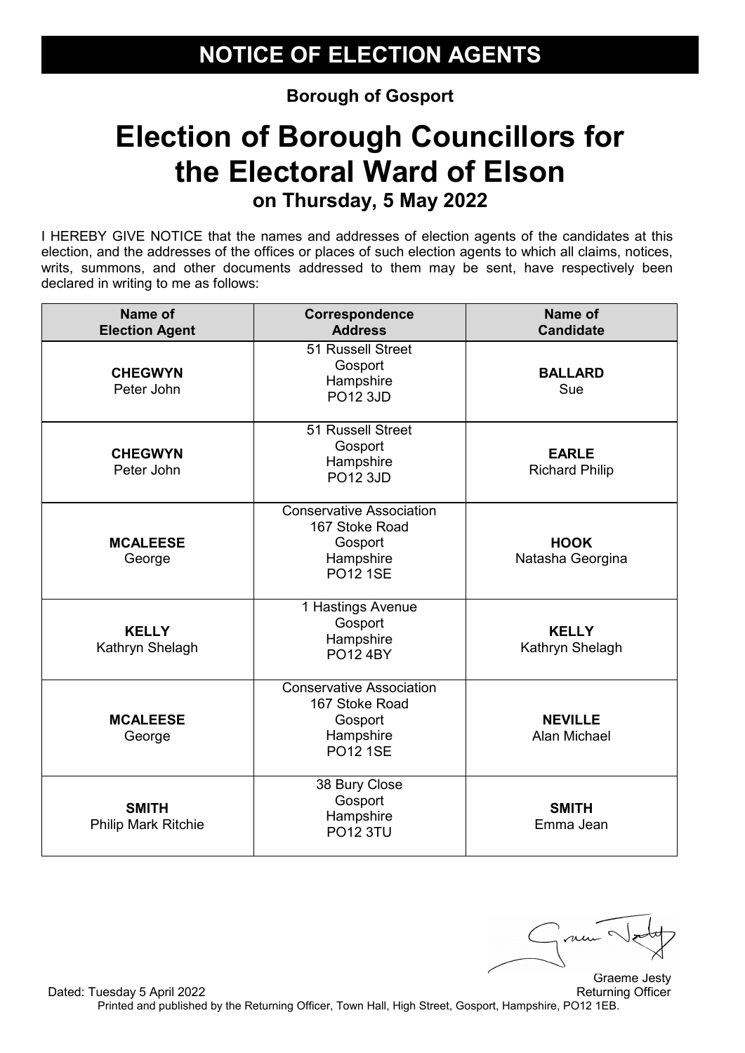# NOTICE OF ELECTION AGENTS

**Borough of Gosport**

# Election of Borough Councillors for the Electoral Ward of Elson

**on Thursday, 5 May 2022**

I HEREBY GIVE NOTICE that the names and addresses of election agents of the candidates at this election, and the addresses of the offices or places of such election agents to which all claims, notices, writs, summons, and other documents addressed to them may be sent, have respectively been declared in writing to me as follows:

| Name of Election Agent | Correspondence Address | Name of Candidate |
|---|---|---|
| **CHEGWYN** Peter John | 51 Russell Street Gosport Hampshire PO12 3JD | **BALLARD** Sue |
| **CHEGWYN** Peter John | 51 Russell Street Gosport Hampshire PO12 3JD | **EARLE** Richard Philip |
| **MCALEESE** George | Conservative Association 167 Stoke Road Gosport Hampshire PO12 1SE | **HOOK** Natasha Georgina |
| **KELLY** Kathryn Shelagh | 1 Hastings Avenue Gosport Hampshire PO12 4BY | **KELLY** Kathryn Shelagh |
| **MCALEESE** George | Conservative Association 167 Stoke Road Gosport Hampshire PO12 1SE | **NEVILLE** Alan Michael |
| **SMITH** Philip Mark Ritchie | 38 Bury Close Gosport Hampshire PO12 3TU | **SMITH** Emma Jean |

Graeme Jesty
Returning Officer

Dated: Tuesday 5 April 2022

Printed and published by the Returning Officer, Town Hall, High Street, Gosport, Hampshire, PO12 1EB.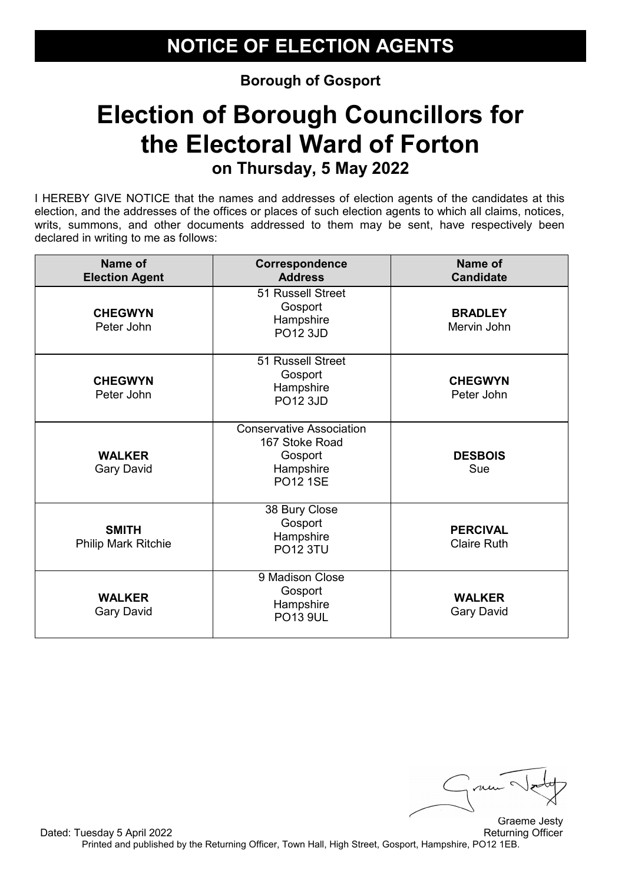# NOTICE OF ELECTION AGENTS

**Borough of Gosport**

# Election of Borough Councillors for the Electoral Ward of Forton

## on Thursday, 5 May 2022

I HEREBY GIVE NOTICE that the names and addresses of election agents of the candidates at this election, and the addresses of the offices or places of such election agents to which all claims, notices, writs, summons, and other documents addressed to them may be sent, have respectively been declared in writing to me as follows:

| Name of Election Agent | Correspondence Address | Name of Candidate |
|---|---|---|
| **CHEGWYN** Peter John | 51 Russell Street Gosport Hampshire PO12 3JD | **BRADLEY** Mervin John |
| **CHEGWYN** Peter John | 51 Russell Street Gosport Hampshire PO12 3JD | **CHEGWYN** Peter John |
| **WALKER** Gary David | Conservative Association 167 Stoke Road Gosport Hampshire PO12 1SE | **DESBOIS** Sue |
| **SMITH** Philip Mark Ritchie | 38 Bury Close Gosport Hampshire PO12 3TU | **PERCIVAL** Claire Ruth |
| **WALKER** Gary David | 9 Madison Close Gosport Hampshire PO13 9UL | **WALKER** Gary David |

Graeme Jesty
Returning Officer

Dated: Tuesday 5 April 2022

Printed and published by the Returning Officer, Town Hall, High Street, Gosport, Hampshire, PO12 1EB.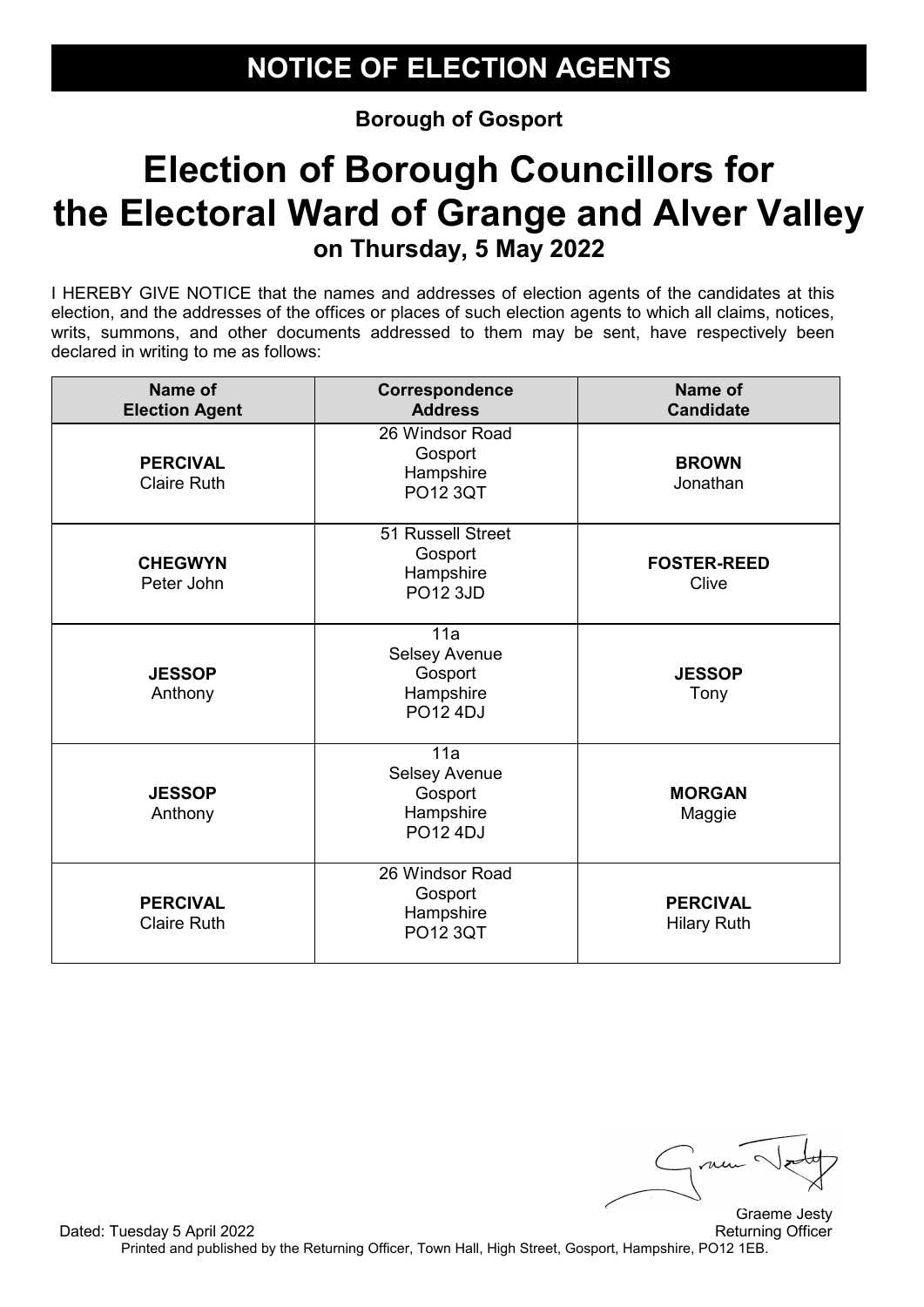# NOTICE OF ELECTION AGENTS

**Borough of Gosport**

# Election of Borough Councillors for the Electoral Ward of Grange and Alver Valley

## on Thursday, 5 May 2022

I HEREBY GIVE NOTICE that the names and addresses of election agents of the candidates at this election, and the addresses of the offices or places of such election agents to which all claims, notices, writs, summons, and other documents addressed to them may be sent, have respectively been declared in writing to me as follows:

| Name of Election Agent | Correspondence Address | Name of Candidate |
|---|---|---|
| **PERCIVAL** Claire Ruth | 26 Windsor Road Gosport Hampshire PO12 3QT | **BROWN** Jonathan |
| **CHEGWYN** Peter John | 51 Russell Street Gosport Hampshire PO12 3JD | **FOSTER-REED** Clive |
| **JESSOP** Anthony | 11a Selsey Avenue Gosport Hampshire PO12 4DJ | **JESSOP** Tony |
| **JESSOP** Anthony | 11a Selsey Avenue Gosport Hampshire PO12 4DJ | **MORGAN** Maggie |
| **PERCIVAL** Claire Ruth | 26 Windsor Road Gosport Hampshire PO12 3QT | **PERCIVAL** Hilary Ruth |

Graeme Jesty
Returning Officer

Dated: Tuesday 5 April 2022

Printed and published by the Returning Officer, Town Hall, High Street, Gosport, Hampshire, PO12 1EB.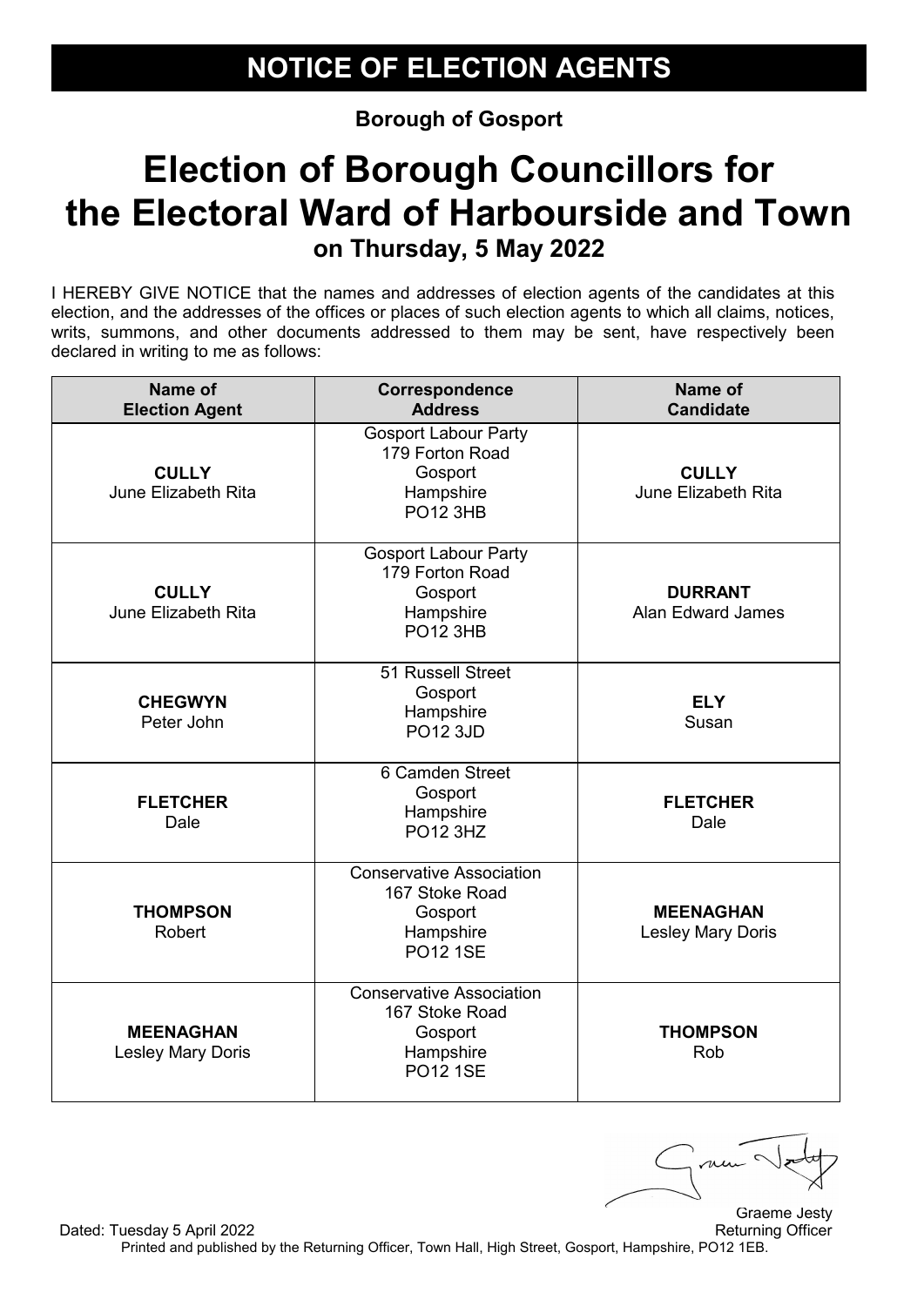# NOTICE OF ELECTION AGENTS

**Borough of Gosport**

# Election of Borough Councillors for the Electoral Ward of Harbourside and Town

**on Thursday, 5 May 2022**

I HEREBY GIVE NOTICE that the names and addresses of election agents of the candidates at this election, and the addresses of the offices or places of such election agents to which all claims, notices, writs, summons, and other documents addressed to them may be sent, have respectively been declared in writing to me as follows:

| Name of Election Agent | Correspondence Address | Name of Candidate |
|---|---|---|
| **CULLY** June Elizabeth Rita | Gosport Labour Party 179 Forton Road Gosport Hampshire PO12 3HB | **CULLY** June Elizabeth Rita |
| **CULLY** June Elizabeth Rita | Gosport Labour Party 179 Forton Road Gosport Hampshire PO12 3HB | **DURRANT** Alan Edward James |
| **CHEGWYN** Peter John | 51 Russell Street Gosport Hampshire PO12 3JD | **ELY** Susan |
| **FLETCHER** Dale | 6 Camden Street Gosport Hampshire PO12 3HZ | **FLETCHER** Dale |
| **THOMPSON** Robert | Conservative Association 167 Stoke Road Gosport Hampshire PO12 1SE | **MEENAGHAN** Lesley Mary Doris |
| **MEENAGHAN** Lesley Mary Doris | Conservative Association 167 Stoke Road Gosport Hampshire PO12 1SE | **THOMPSON** Rob |

Graeme Jesty
Returning Officer

Dated: Tuesday 5 April 2022

Printed and published by the Returning Officer, Town Hall, High Street, Gosport, Hampshire, PO12 1EB.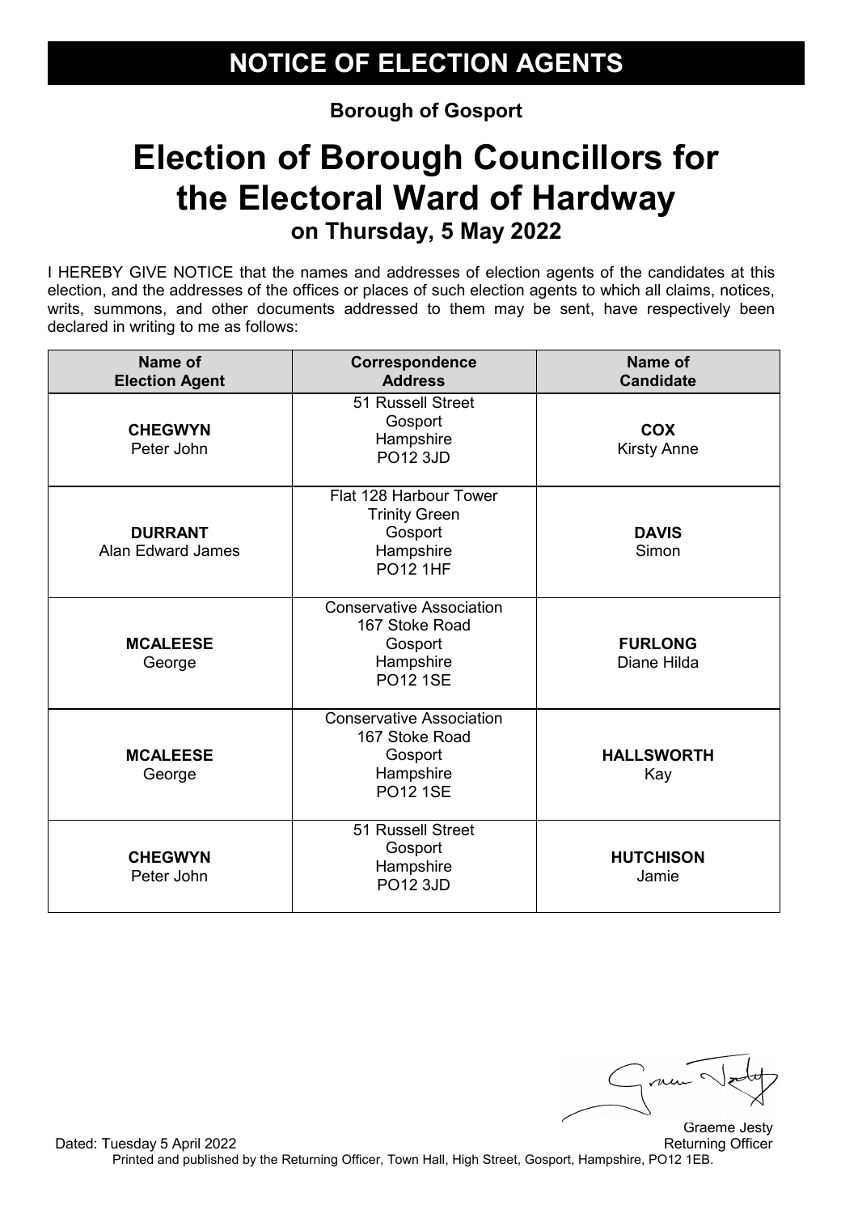# NOTICE OF ELECTION AGENTS

**Borough of Gosport**

# Election of Borough Councillors for the Electoral Ward of Hardway

**on Thursday, 5 May 2022**

I HEREBY GIVE NOTICE that the names and addresses of election agents of the candidates at this election, and the addresses of the offices or places of such election agents to which all claims, notices, writs, summons, and other documents addressed to them may be sent, have respectively been declared in writing to me as follows:

| Name of Election Agent | Correspondence Address | Name of Candidate |
|---|---|---|
| **CHEGWYN** Peter John | 51 Russell Street Gosport Hampshire PO12 3JD | **COX** Kirsty Anne |
| **DURRANT** Alan Edward James | Flat 128 Harbour Tower Trinity Green Gosport Hampshire PO12 1HF | **DAVIS** Simon |
| **MCALEESE** George | Conservative Association 167 Stoke Road Gosport Hampshire PO12 1SE | **FURLONG** Diane Hilda |
| **MCALEESE** George | Conservative Association 167 Stoke Road Gosport Hampshire PO12 1SE | **HALLSWORTH** Kay |
| **CHEGWYN** Peter John | 51 Russell Street Gosport Hampshire PO12 3JD | **HUTCHISON** Jamie |

Graeme Jesty
Returning Officer

Dated: Tuesday 5 April 2022

Printed and published by the Returning Officer, Town Hall, High Street, Gosport, Hampshire, PO12 1EB.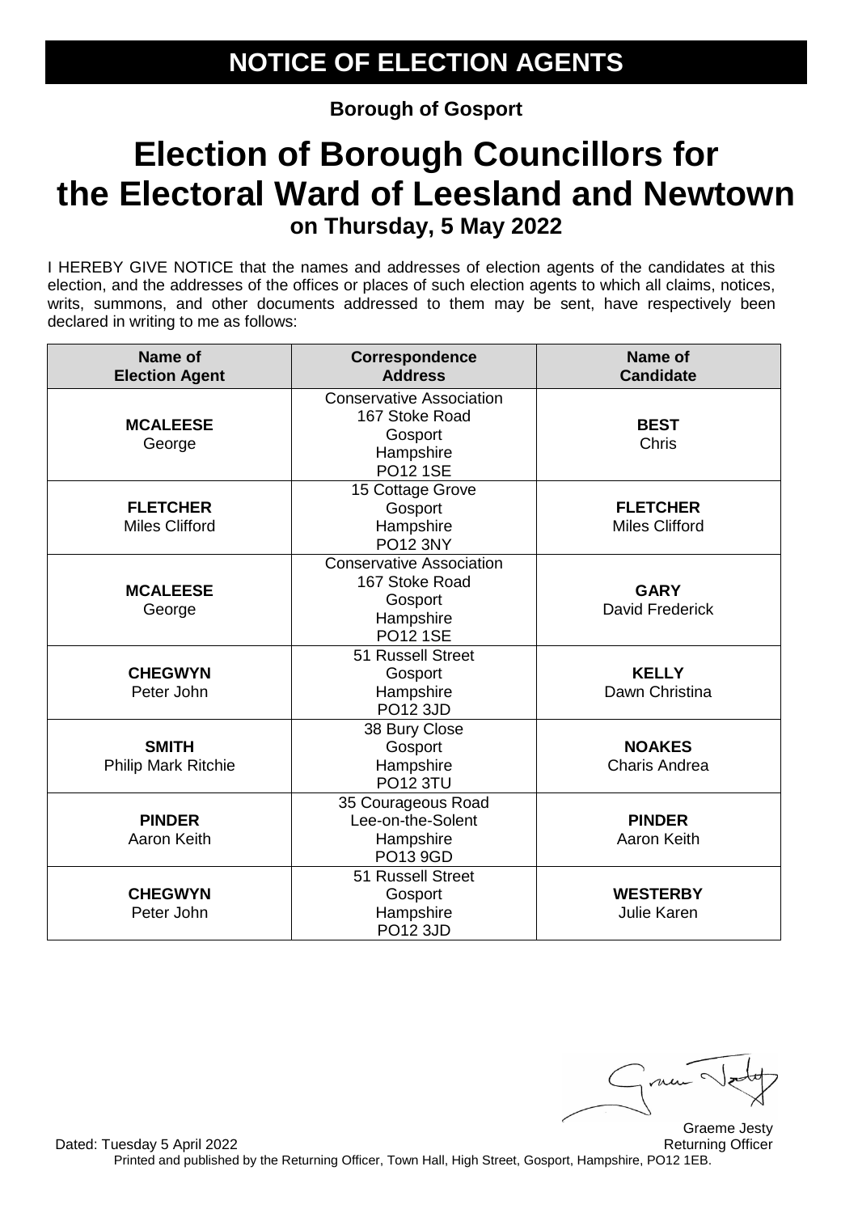# NOTICE OF ELECTION AGENTS

**Borough of Gosport**

# Election of Borough Councillors for the Electoral Ward of Leesland and Newtown

### on Thursday, 5 May 2022

I HEREBY GIVE NOTICE that the names and addresses of election agents of the candidates at this election, and the addresses of the offices or places of such election agents to which all claims, notices, writs, summons, and other documents addressed to them may be sent, have respectively been declared in writing to me as follows:

| Name of Election Agent | Correspondence Address | Name of Candidate |
|---|---|---|
| **MCALEESE** George | Conservative Association 167 Stoke Road Gosport Hampshire PO12 1SE | **BEST** Chris |
| **FLETCHER** Miles Clifford | 15 Cottage Grove Gosport Hampshire PO12 3NY | **FLETCHER** Miles Clifford |
| **MCALEESE** George | Conservative Association 167 Stoke Road Gosport Hampshire PO12 1SE | **GARY** David Frederick |
| **CHEGWYN** Peter John | 51 Russell Street Gosport Hampshire PO12 3JD | **KELLY** Dawn Christina |
| **SMITH** Philip Mark Ritchie | 38 Bury Close Gosport Hampshire PO12 3TU | **NOAKES** Charis Andrea |
| **PINDER** Aaron Keith | 35 Courageous Road Lee-on-the-Solent Hampshire PO13 9GD | **PINDER** Aaron Keith |
| **CHEGWYN** Peter John | 51 Russell Street Gosport Hampshire PO12 3JD | **WESTERBY** Julie Karen |

Graeme Jesty
Returning Officer

Dated: Tuesday 5 April 2022

Printed and published by the Returning Officer, Town Hall, High Street, Gosport, Hampshire, PO12 1EB.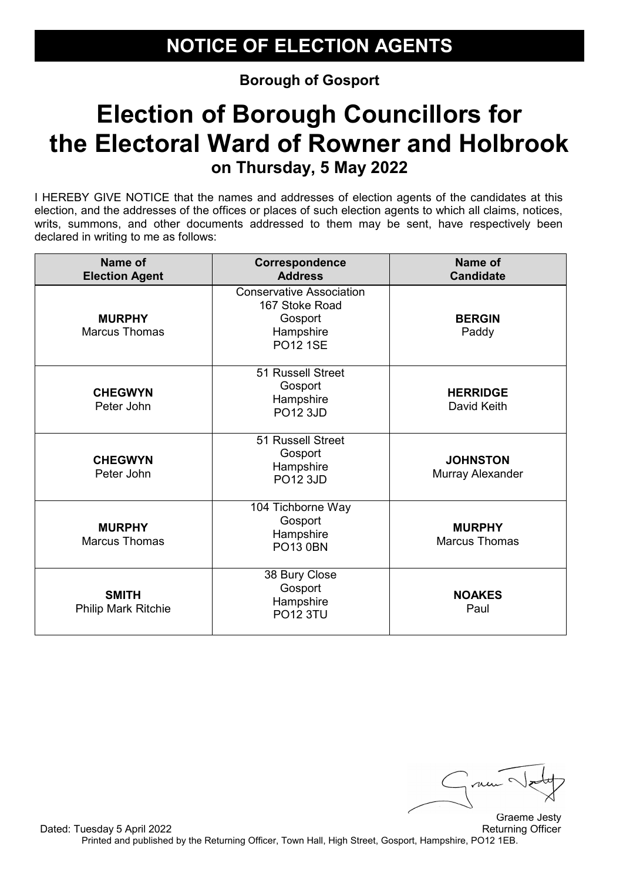# NOTICE OF ELECTION AGENTS

**Borough of Gosport**

# Election of Borough Councillors for the Electoral Ward of Rowner and Holbrook

## on Thursday, 5 May 2022

I HEREBY GIVE NOTICE that the names and addresses of election agents of the candidates at this election, and the addresses of the offices or places of such election agents to which all claims, notices, writs, summons, and other documents addressed to them may be sent, have respectively been declared in writing to me as follows:

| Name of Election Agent | Correspondence Address | Name of Candidate |
|---|---|---|
| **MURPHY** Marcus Thomas | Conservative Association 167 Stoke Road Gosport Hampshire PO12 1SE | **BERGIN** Paddy |
| **CHEGWYN** Peter John | 51 Russell Street Gosport Hampshire PO12 3JD | **HERRIDGE** David Keith |
| **CHEGWYN** Peter John | 51 Russell Street Gosport Hampshire PO12 3JD | **JOHNSTON** Murray Alexander |
| **MURPHY** Marcus Thomas | 104 Tichborne Way Gosport Hampshire PO13 0BN | **MURPHY** Marcus Thomas |
| **SMITH** Philip Mark Ritchie | 38 Bury Close Gosport Hampshire PO12 3TU | **NOAKES** Paul |

Dated: Tuesday 5 April 2022

Graeme Jesty
Returning Officer

Printed and published by the Returning Officer, Town Hall, High Street, Gosport, Hampshire, PO12 1EB.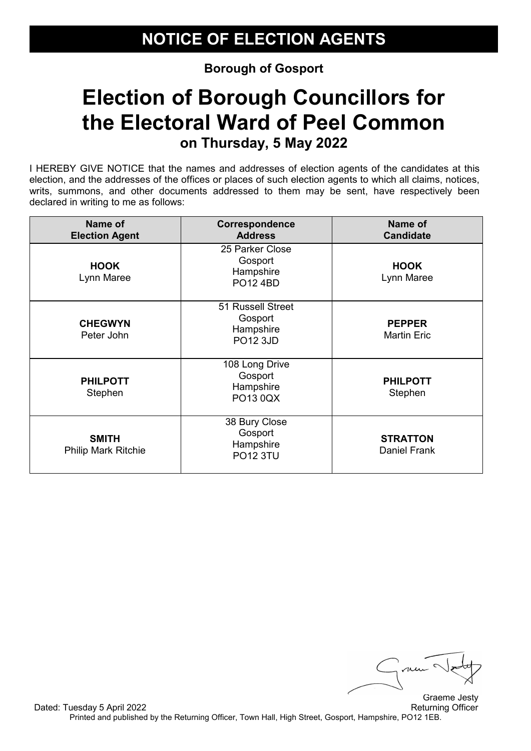# NOTICE OF ELECTION AGENTS

**Borough of Gosport**

# Election of Borough Councillors for the Electoral Ward of Peel Common

## on Thursday, 5 May 2022

I HEREBY GIVE NOTICE that the names and addresses of election agents of the candidates at this election, and the addresses of the offices or places of such election agents to which all claims, notices, writs, summons, and other documents addressed to them may be sent, have respectively been declared in writing to me as follows:

| Name of Election Agent | Correspondence Address | Name of Candidate |
|---|---|---|
| **HOOK** Lynn Maree | 25 Parker Close Gosport Hampshire PO12 4BD | **HOOK** Lynn Maree |
| **CHEGWYN** Peter John | 51 Russell Street Gosport Hampshire PO12 3JD | **PEPPER** Martin Eric |
| **PHILPOTT** Stephen | 108 Long Drive Gosport Hampshire PO13 0QX | **PHILPOTT** Stephen |
| **SMITH** Philip Mark Ritchie | 38 Bury Close Gosport Hampshire PO12 3TU | **STRATTON** Daniel Frank |

Dated: Tuesday 5 April 2022

Graeme Jesty
Returning Officer

Printed and published by the Returning Officer, Town Hall, High Street, Gosport, Hampshire, PO12 1EB.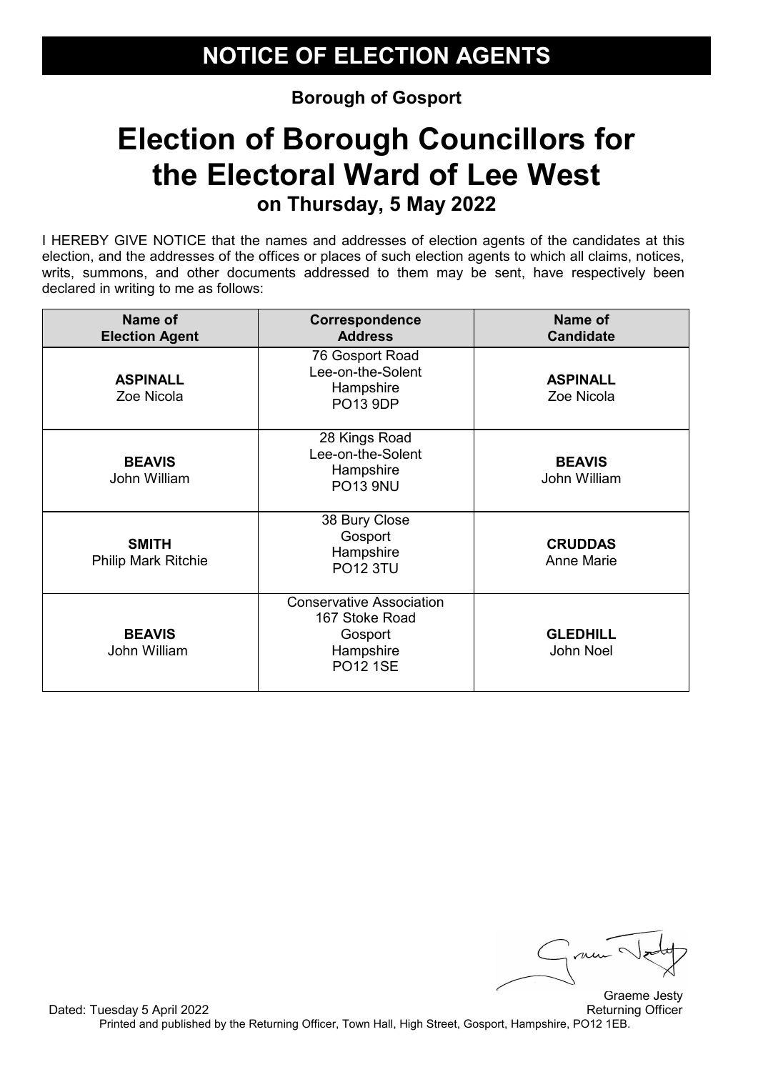# NOTICE OF ELECTION AGENTS

**Borough of Gosport**

# Election of Borough Councillors for the Electoral Ward of Lee West

## on Thursday, 5 May 2022

I HEREBY GIVE NOTICE that the names and addresses of election agents of the candidates at this election, and the addresses of the offices or places of such election agents to which all claims, notices, writs, summons, and other documents addressed to them may be sent, have respectively been declared in writing to me as follows:

| Name of Election Agent | Correspondence Address | Name of Candidate |
|---|---|---|
| **ASPINALL** Zoe Nicola | 76 Gosport Road Lee-on-the-Solent Hampshire PO13 9DP | **ASPINALL** Zoe Nicola |
| **BEAVIS** John William | 28 Kings Road Lee-on-the-Solent Hampshire PO13 9NU | **BEAVIS** John William |
| **SMITH** Philip Mark Ritchie | 38 Bury Close Gosport Hampshire PO12 3TU | **CRUDDAS** Anne Marie |
| **BEAVIS** John William | Conservative Association 167 Stoke Road Gosport Hampshire PO12 1SE | **GLEDHILL** John Noel |

Graeme Jesty
Returning Officer

Dated: Tuesday 5 April 2022

Printed and published by the Returning Officer, Town Hall, High Street, Gosport, Hampshire, PO12 1EB.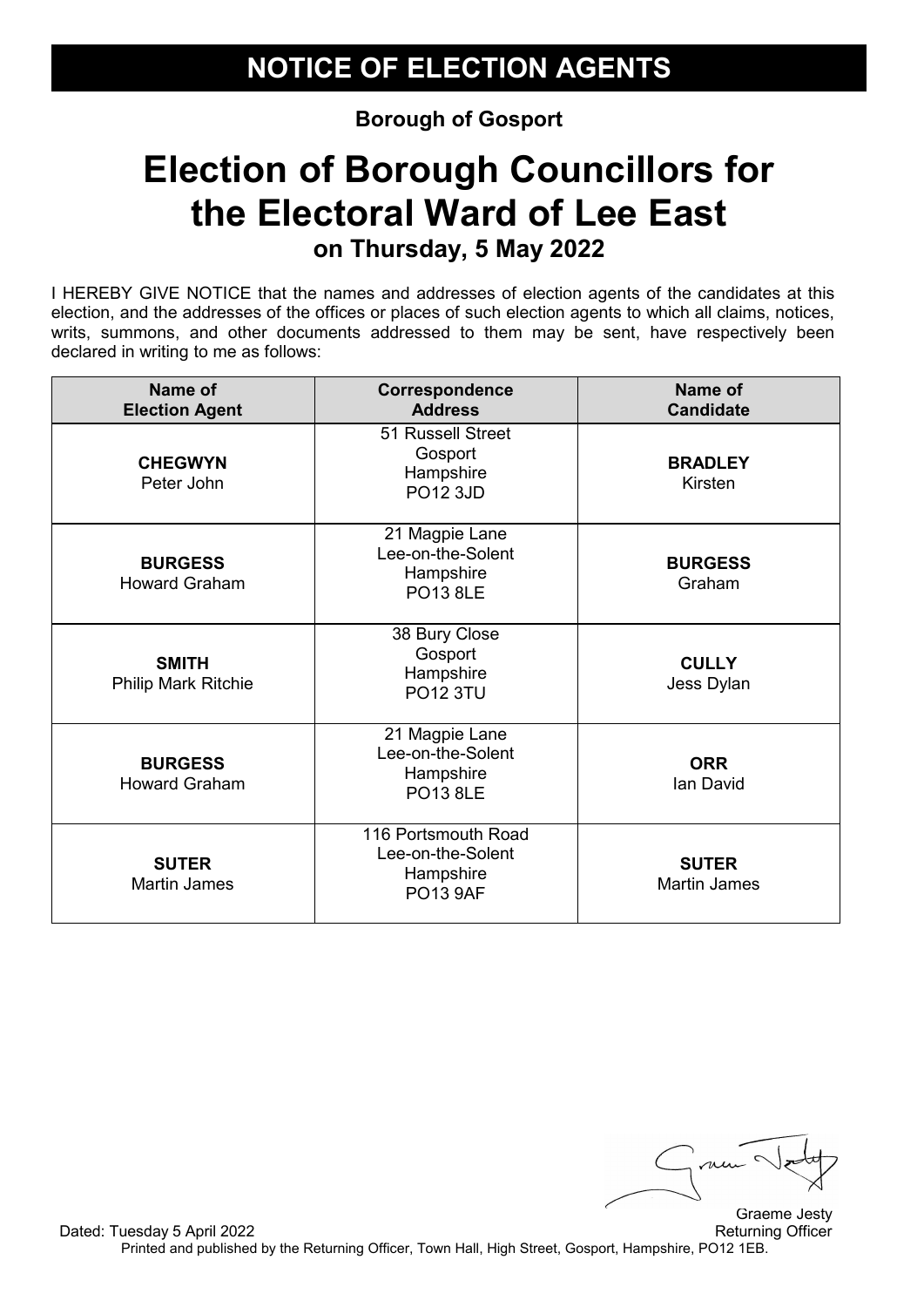# NOTICE OF ELECTION AGENTS

**Borough of Gosport**

# Election of Borough Councillors for the Electoral Ward of Lee East

## on Thursday, 5 May 2022

I HEREBY GIVE NOTICE that the names and addresses of election agents of the candidates at this election, and the addresses of the offices or places of such election agents to which all claims, notices, writs, summons, and other documents addressed to them may be sent, have respectively been declared in writing to me as follows:

| Name of Election Agent | Correspondence Address | Name of Candidate |
|---|---|---|
| **CHEGWYN** Peter John | 51 Russell Street Gosport Hampshire PO12 3JD | **BRADLEY** Kirsten |
| **BURGESS** Howard Graham | 21 Magpie Lane Lee-on-the-Solent Hampshire PO13 8LE | **BURGESS** Graham |
| **SMITH** Philip Mark Ritchie | 38 Bury Close Gosport Hampshire PO12 3TU | **CULLY** Jess Dylan |
| **BURGESS** Howard Graham | 21 Magpie Lane Lee-on-the-Solent Hampshire PO13 8LE | **ORR** Ian David |
| **SUTER** Martin James | 116 Portsmouth Road Lee-on-the-Solent Hampshire PO13 9AF | **SUTER** Martin James |

Graeme Jesty
Returning Officer

Dated: Tuesday 5 April 2022

Printed and published by the Returning Officer, Town Hall, High Street, Gosport, Hampshire, PO12 1EB.